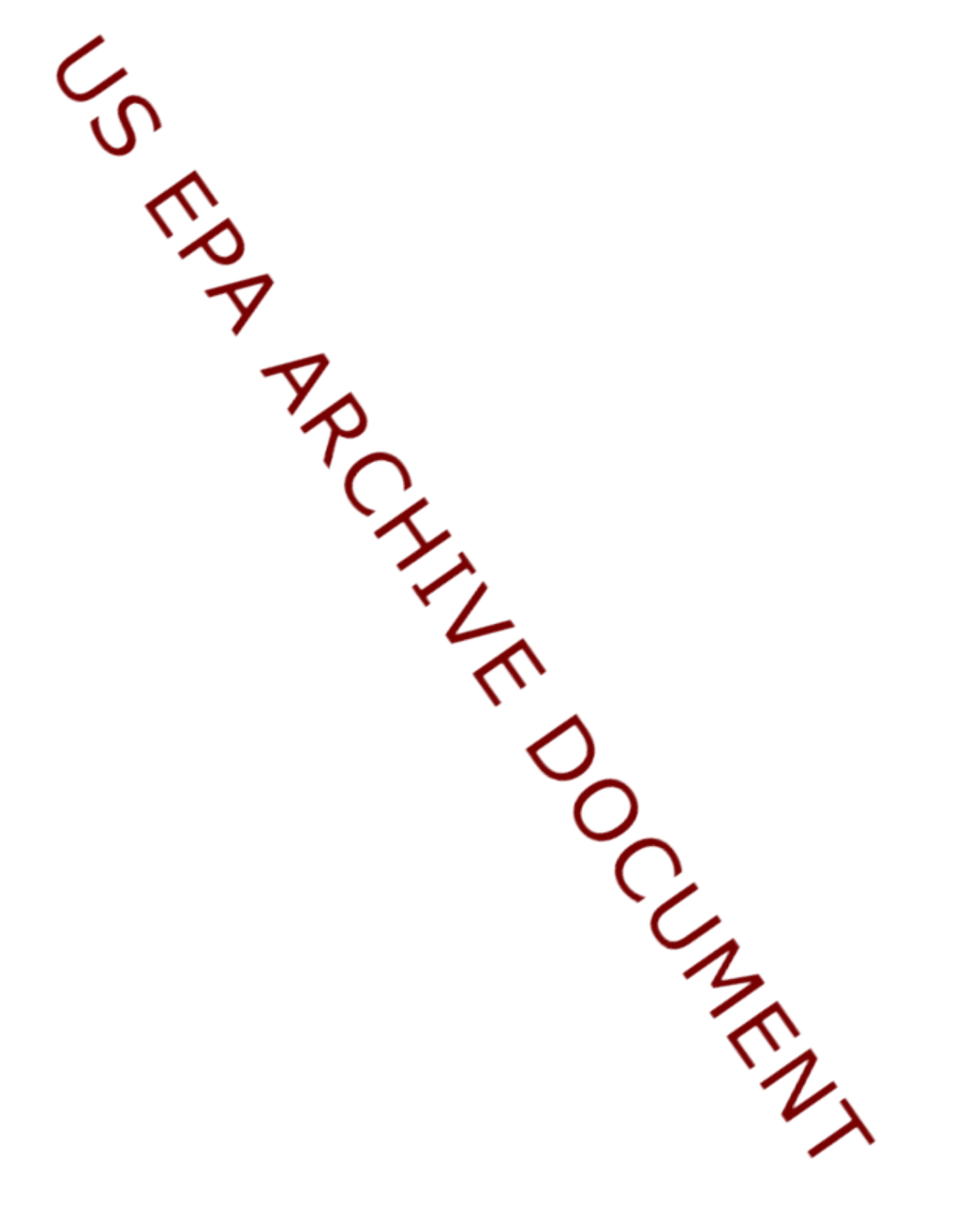US EPA ARCHIVE DOCUMENT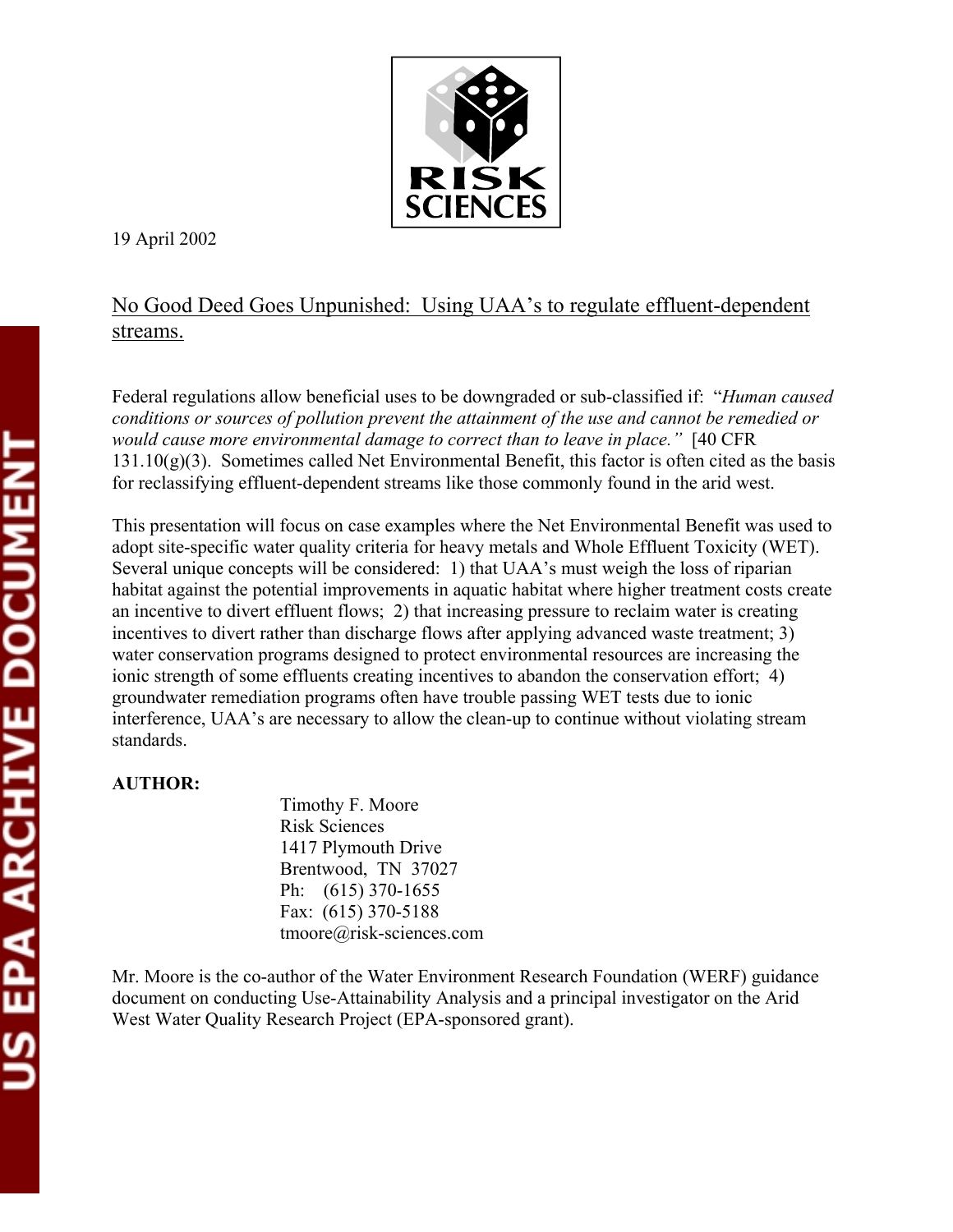RISK SCIENCES

19 April 2002

## No Good Deed Goes Unpunished: Using UAA's to regulate effluent-dependent streams.

Federal regulations allow beneficial uses to be downgraded or sub-classified if: "*Human caused conditions or sources of pollution prevent the attainment of the use and cannot be remedied or would cause more environmental damage to correct than to leave in place.*" [40 CFR 131.10(g)(3). Sometimes called Net Environmental Benefit, this factor is often cited as the basis for reclassifying effluent-dependent streams like those commonly found in the arid west.

This presentation will focus on case examples where the Net Environmental Benefit was used to adopt site-specific water quality criteria for heavy metals and Whole Effluent Toxicity (WET). Several unique concepts will be considered: 1) that UAA's must weigh the loss of riparian habitat against the potential improvements in aquatic habitat where higher treatment costs create an incentive to divert effluent flows; 2) that increasing pressure to reclaim water is creating incentives to divert rather than discharge flows after applying advanced waste treatment; 3) water conservation programs designed to protect environmental resources are increasing the ionic strength of some effluents creating incentives to abandon the conservation effort; 4) groundwater remediation programs often have trouble passing WET tests due to ionic interference, UAA's are necessary to allow the clean-up to continue without violating stream standards.

**AUTHOR:**

Timothy F. Moore
Risk Sciences
1417 Plymouth Drive
Brentwood, TN 37027
Ph: (615) 370-1655
Fax: (615) 370-5188
tmoore@risk-sciences.com

Mr. Moore is the co-author of the Water Environment Research Foundation (WERF) guidance document on conducting Use-Attainability Analysis and a principal investigator on the Arid West Water Quality Research Project (EPA-sponsored grant).